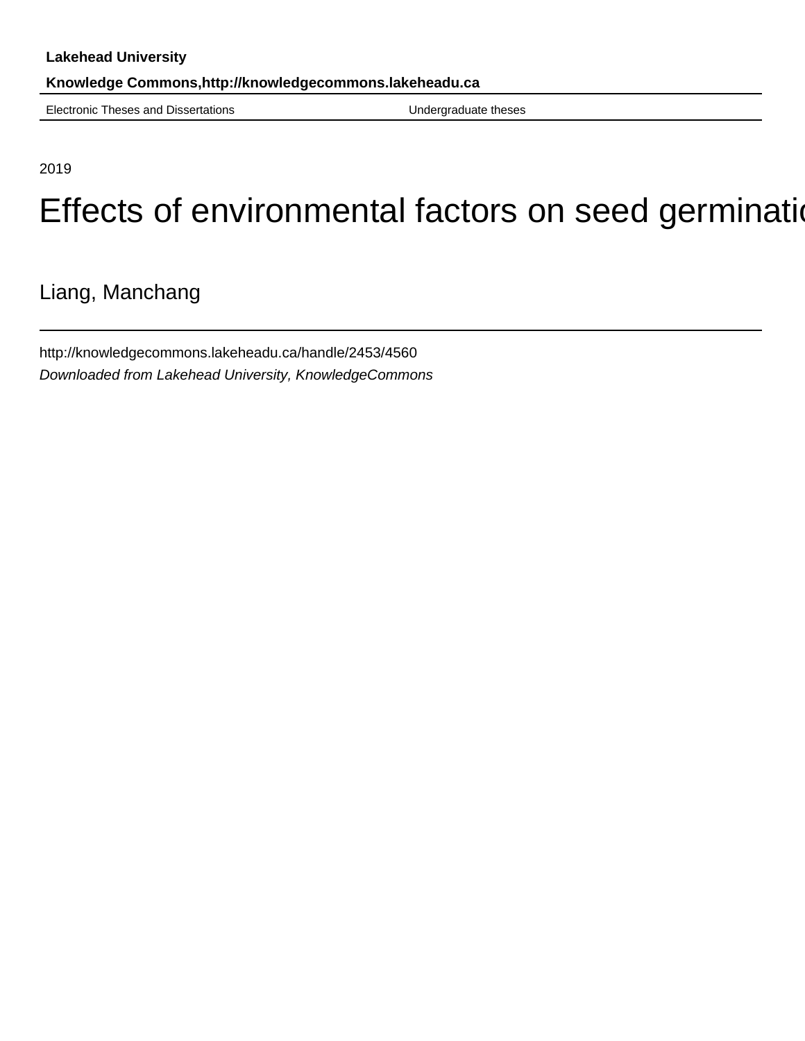**Lakehead University**

**Knowledge Commons,http://knowledgecommons.lakeheadu.ca**

Electronic Theses and Dissertations | Undergraduate theses

2019

# Effects of environmental factors on seed germinatio

Liang, Manchang

http://knowledgecommons.lakeheadu.ca/handle/2453/4560

*Downloaded from Lakehead University, KnowledgeCommons*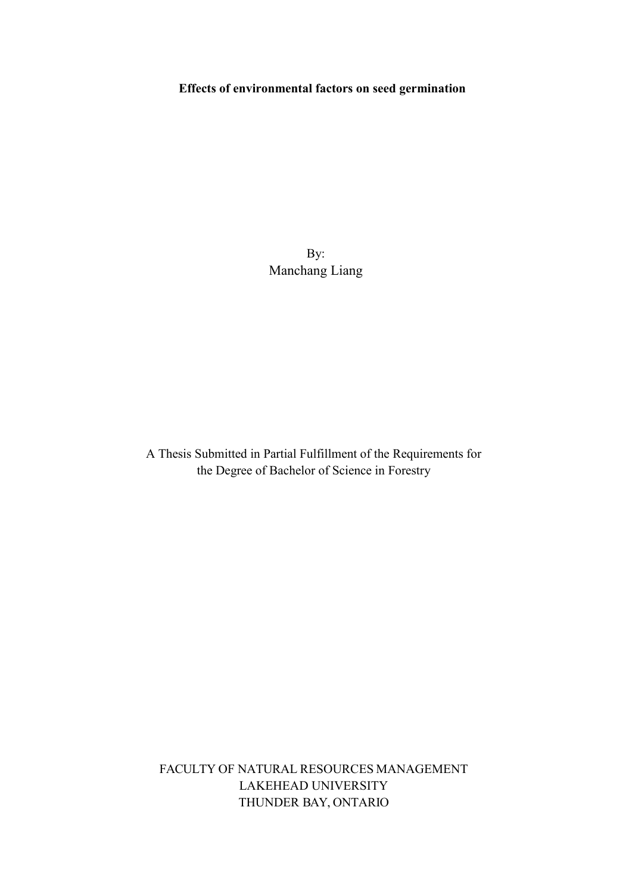**Effects of environmental factors on seed germination**

By:
Manchang Liang

A Thesis Submitted in Partial Fulfillment of the Requirements for the Degree of Bachelor of Science in Forestry

FACULTY OF NATURAL RESOURCES MANAGEMENT
LAKEHEAD UNIVERSITY
THUNDER BAY, ONTARIO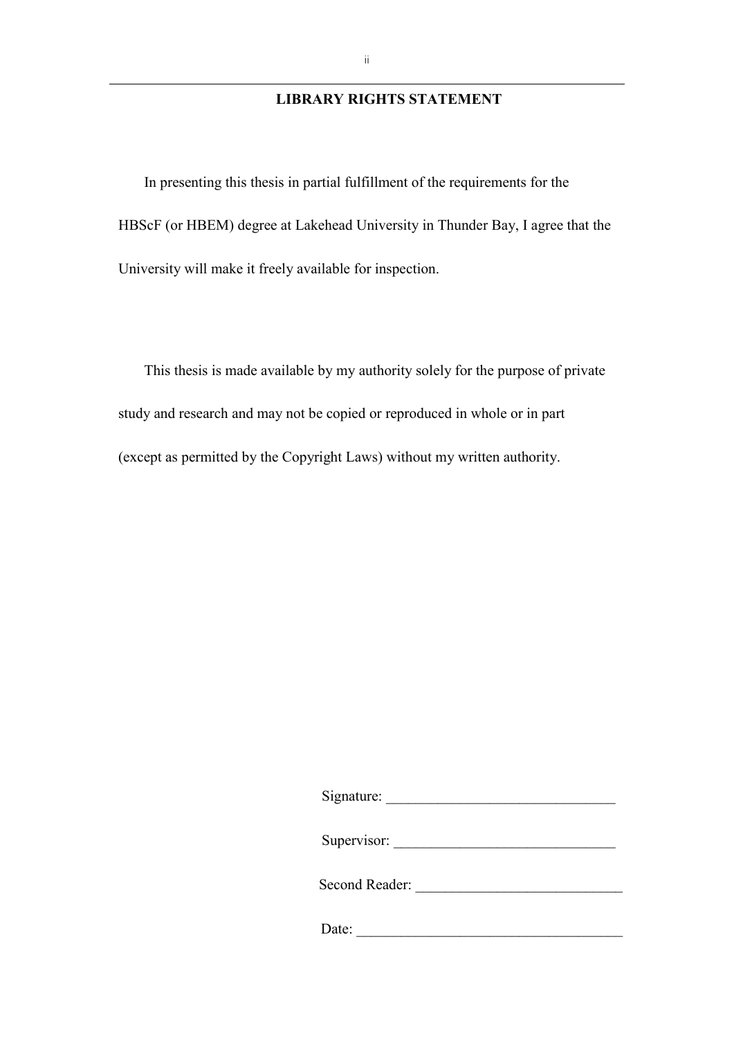## LIBRARY RIGHTS STATEMENT

In presenting this thesis in partial fulfillment of the requirements for the HBScF (or HBEM) degree at Lakehead University in Thunder Bay, I agree that the University will make it freely available for inspection.

This thesis is made available by my authority solely for the purpose of private study and research and may not be copied or reproduced in whole or in part (except as permitted by the Copyright Laws) without my written authority.

Signature: ______________________________

Supervisor: ______________________________

Second Reader: ____________________________

Date: ____________________________________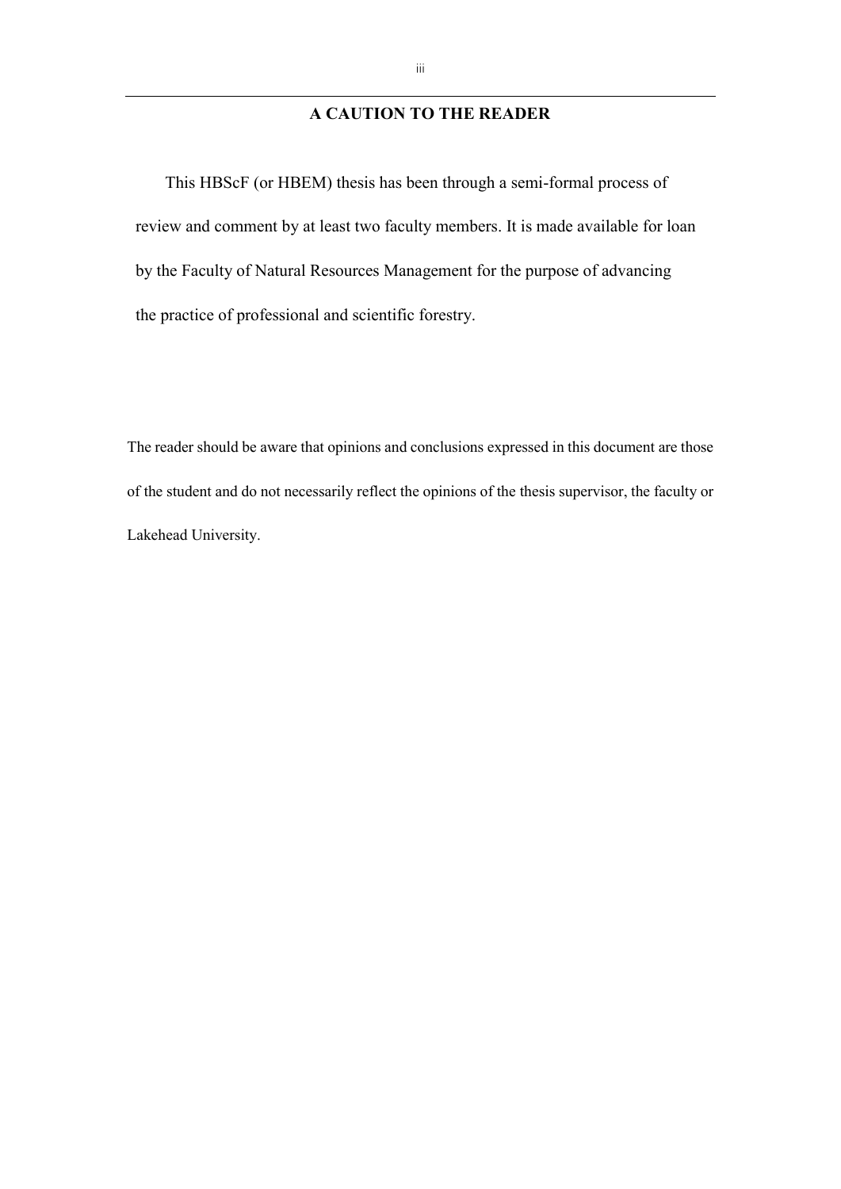## A CAUTION TO THE READER

This HBScF (or HBEM) thesis has been through a semi-formal process of review and comment by at least two faculty members. It is made available for loan by the Faculty of Natural Resources Management for the purpose of advancing the practice of professional and scientific forestry.

The reader should be aware that opinions and conclusions expressed in this document are those of the student and do not necessarily reflect the opinions of the thesis supervisor, the faculty or Lakehead University.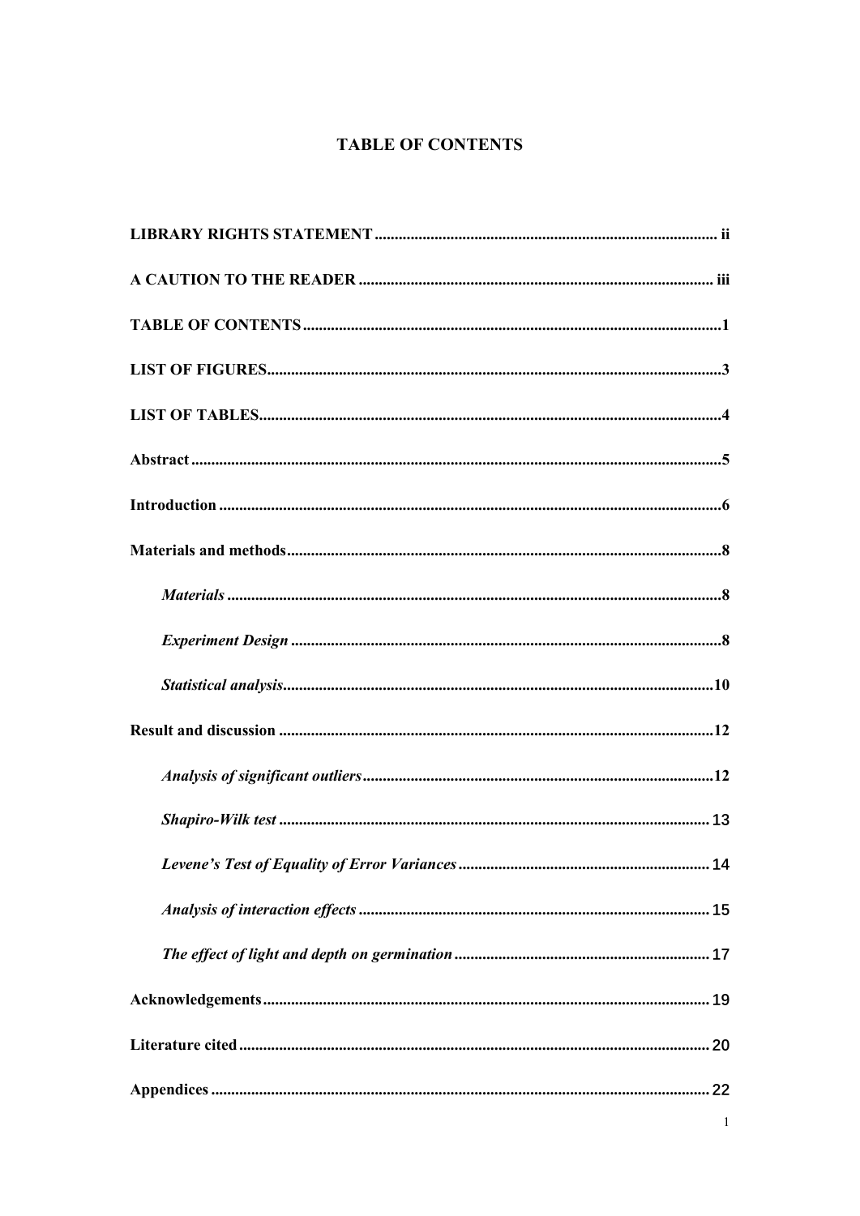# TABLE OF CONTENTS

**LIBRARY RIGHTS STATEMENT** ..................... ii

**A CAUTION TO THE READER** ..................... iii

**TABLE OF CONTENTS** ..................... 1

**LIST OF FIGURES** ..................... 3

**LIST OF TABLES** ..................... 4

**Abstract** ..................... 5

**Introduction** ..................... 6

**Materials and methods** ..................... 8

- ***Materials*** ..................... 8
- ***Experiment Design*** ..................... 8
- ***Statistical analysis*** ..................... 10

**Result and discussion** ..................... 12

- ***Analysis of significant outliers*** ..................... 12
- ***Shapiro-Wilk test*** ..................... 13
- ***Levene's Test of Equality of Error Variances*** ..................... 14
- ***Analysis of interaction effects*** ..................... 15
- ***The effect of light and depth on germination*** ..................... 17

**Acknowledgements** ..................... 19

**Literature cited** ..................... 20

**Appendices** ..................... 22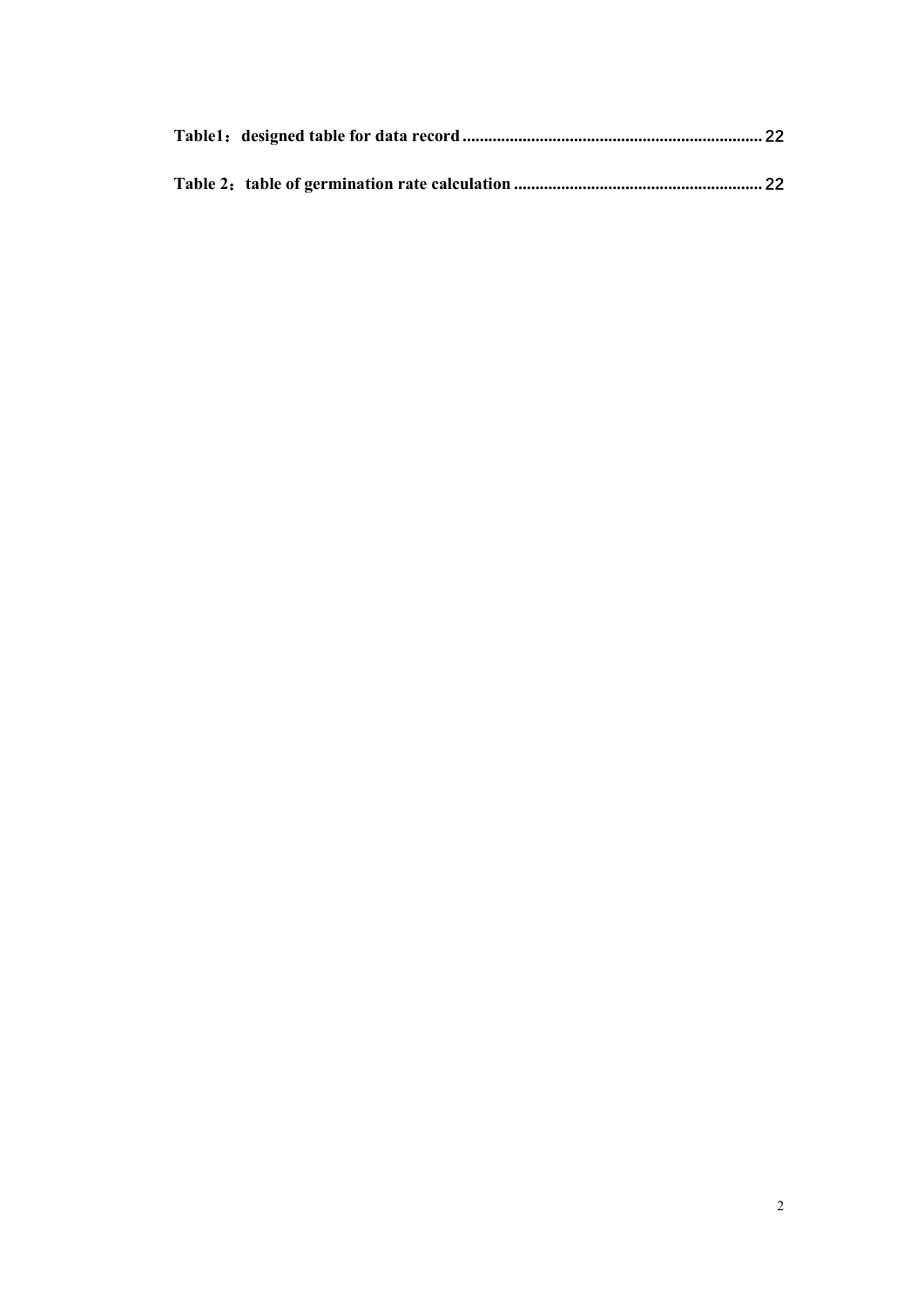**Table1：designed table for data record** ..................................................................... 22

**Table 2：table of germination rate calculation** .......................................................... 22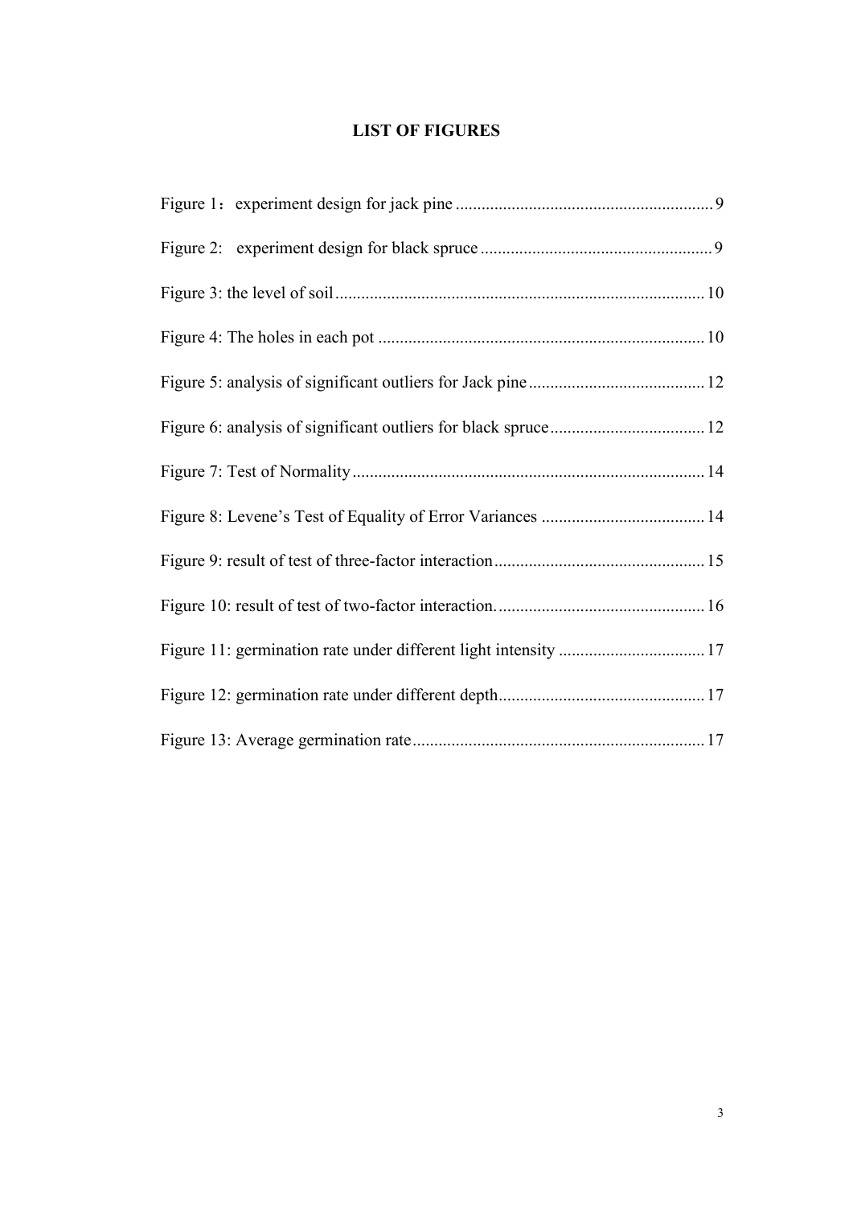# LIST OF FIGURES

Figure 1：experiment design for jack pine ........................................................... 9

Figure 2: experiment design for black spruce ..................................................... 9

Figure 3: the level of soil ..................................................................................... 10

Figure 4: The holes in each pot ........................................................................... 10

Figure 5: analysis of significant outliers for Jack pine ......................................... 12

Figure 6: analysis of significant outliers for black spruce .................................... 12

Figure 7: Test of Normality ................................................................................. 14

Figure 8: Levene's Test of Equality of Error Variances ...................................... 14

Figure 9: result of test of three-factor interaction ................................................ 15

Figure 10: result of test of two-factor interaction. ............................................... 16

Figure 11: germination rate under different light intensity ................................. 17

Figure 12: germination rate under different depth ............................................... 17

Figure 13: Average germination rate ................................................................... 17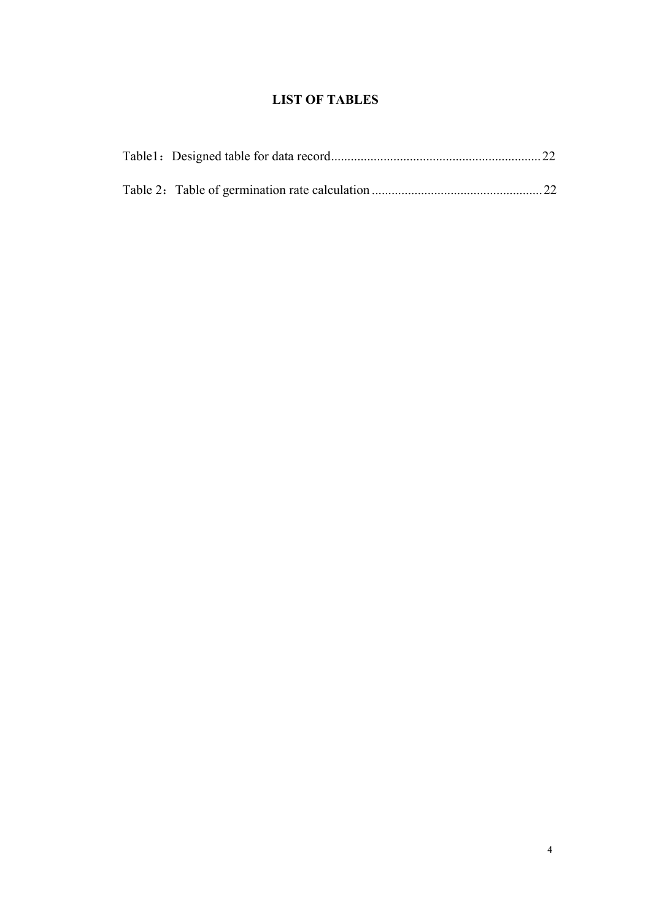# LIST OF TABLES

Table1：Designed table for data record................................................................22

Table 2：Table of germination rate calculation ....................................................22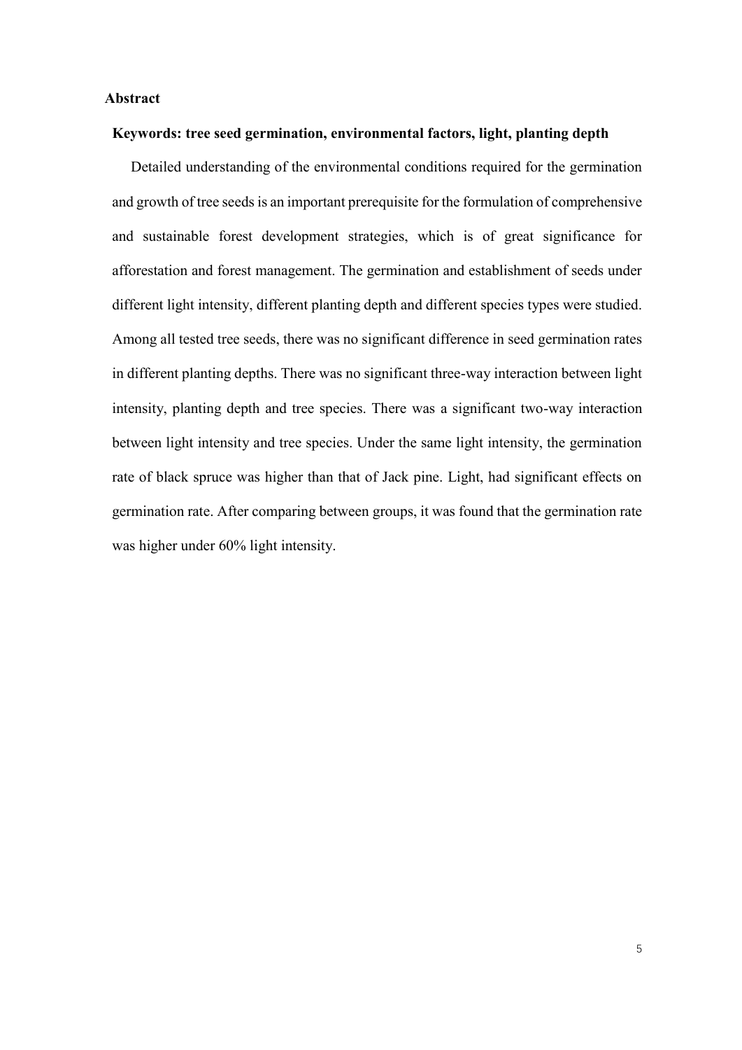## Abstract

**Keywords: tree seed germination, environmental factors, light, planting depth**

Detailed understanding of the environmental conditions required for the germination and growth of tree seeds is an important prerequisite for the formulation of comprehensive and sustainable forest development strategies, which is of great significance for afforestation and forest management. The germination and establishment of seeds under different light intensity, different planting depth and different species types were studied. Among all tested tree seeds, there was no significant difference in seed germination rates in different planting depths. There was no significant three-way interaction between light intensity, planting depth and tree species. There was a significant two-way interaction between light intensity and tree species. Under the same light intensity, the germination rate of black spruce was higher than that of Jack pine. Light, had significant effects on germination rate. After comparing between groups, it was found that the germination rate was higher under 60% light intensity.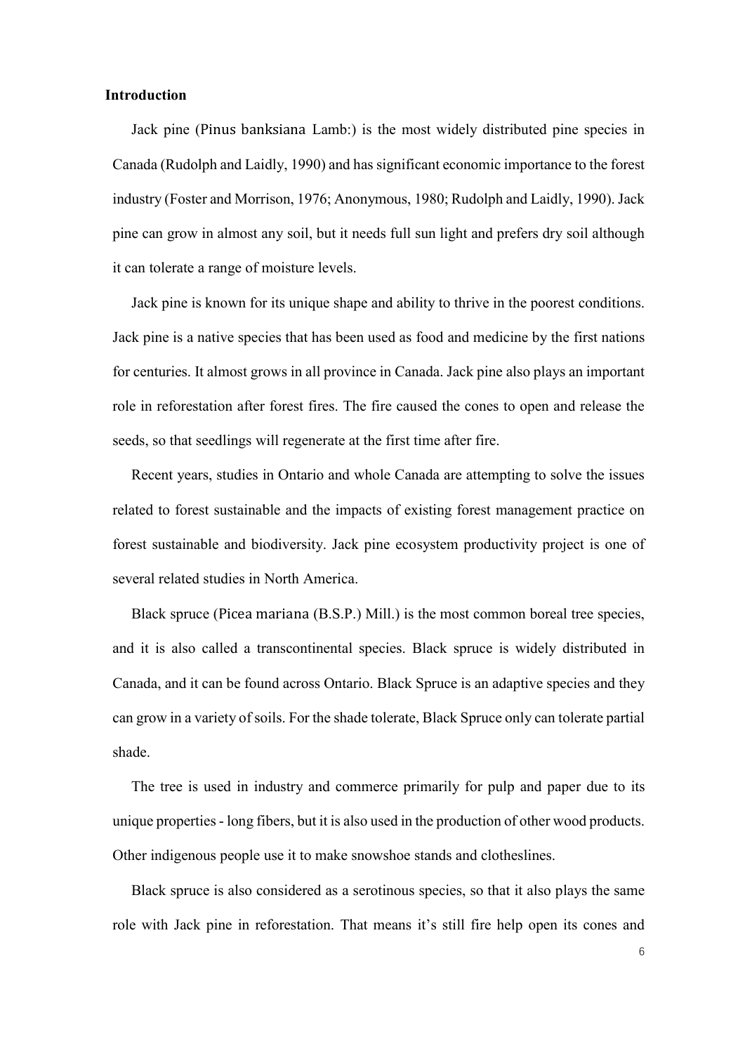**Introduction**

Jack pine (Pinus banksiana Lamb:) is the most widely distributed pine species in Canada (Rudolph and Laidly, 1990) and has significant economic importance to the forest industry (Foster and Morrison, 1976; Anonymous, 1980; Rudolph and Laidly, 1990). Jack pine can grow in almost any soil, but it needs full sun light and prefers dry soil although it can tolerate a range of moisture levels.

Jack pine is known for its unique shape and ability to thrive in the poorest conditions. Jack pine is a native species that has been used as food and medicine by the first nations for centuries. It almost grows in all province in Canada. Jack pine also plays an important role in reforestation after forest fires. The fire caused the cones to open and release the seeds, so that seedlings will regenerate at the first time after fire.

Recent years, studies in Ontario and whole Canada are attempting to solve the issues related to forest sustainable and the impacts of existing forest management practice on forest sustainable and biodiversity. Jack pine ecosystem productivity project is one of several related studies in North America.

Black spruce (Picea mariana (B.S.P.) Mill.) is the most common boreal tree species, and it is also called a transcontinental species. Black spruce is widely distributed in Canada, and it can be found across Ontario. Black Spruce is an adaptive species and they can grow in a variety of soils. For the shade tolerate, Black Spruce only can tolerate partial shade.

The tree is used in industry and commerce primarily for pulp and paper due to its unique properties - long fibers, but it is also used in the production of other wood products. Other indigenous people use it to make snowshoe stands and clotheslines.

Black spruce is also considered as a serotinous species, so that it also plays the same role with Jack pine in reforestation. That means it's still fire help open its cones and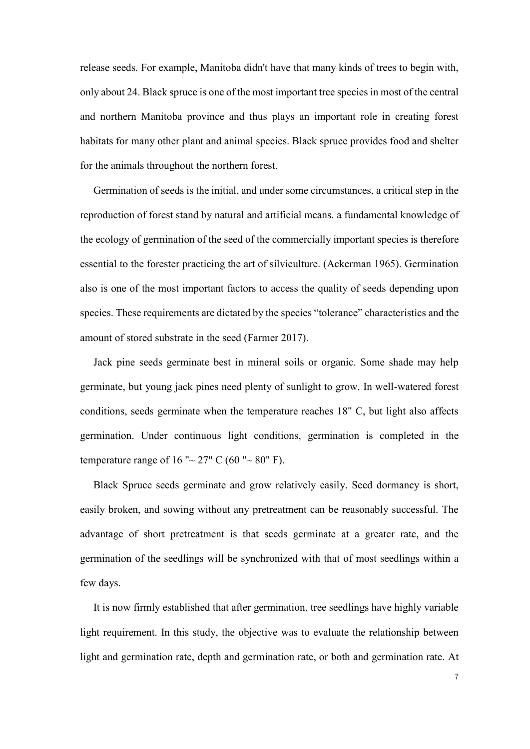release seeds. For example, Manitoba didn't have that many kinds of trees to begin with, only about 24. Black spruce is one of the most important tree species in most of the central and northern Manitoba province and thus plays an important role in creating forest habitats for many other plant and animal species. Black spruce provides food and shelter for the animals throughout the northern forest.

Germination of seeds is the initial, and under some circumstances, a critical step in the reproduction of forest stand by natural and artificial means. a fundamental knowledge of the ecology of germination of the seed of the commercially important species is therefore essential to the forester practicing the art of silviculture. (Ackerman 1965). Germination also is one of the most important factors to access the quality of seeds depending upon species. These requirements are dictated by the species "tolerance" characteristics and the amount of stored substrate in the seed (Farmer 2017).

Jack pine seeds germinate best in mineral soils or organic. Some shade may help germinate, but young jack pines need plenty of sunlight to grow. In well-watered forest conditions, seeds germinate when the temperature reaches 18" C, but light also affects germination. Under continuous light conditions, germination is completed in the temperature range of 16 "~ 27" C (60 "~ 80" F).

Black Spruce seeds germinate and grow relatively easily. Seed dormancy is short, easily broken, and sowing without any pretreatment can be reasonably successful. The advantage of short pretreatment is that seeds germinate at a greater rate, and the germination of the seedlings will be synchronized with that of most seedlings within a few days.

It is now firmly established that after germination, tree seedlings have highly variable light requirement. In this study, the objective was to evaluate the relationship between light and germination rate, depth and germination rate, or both and germination rate. At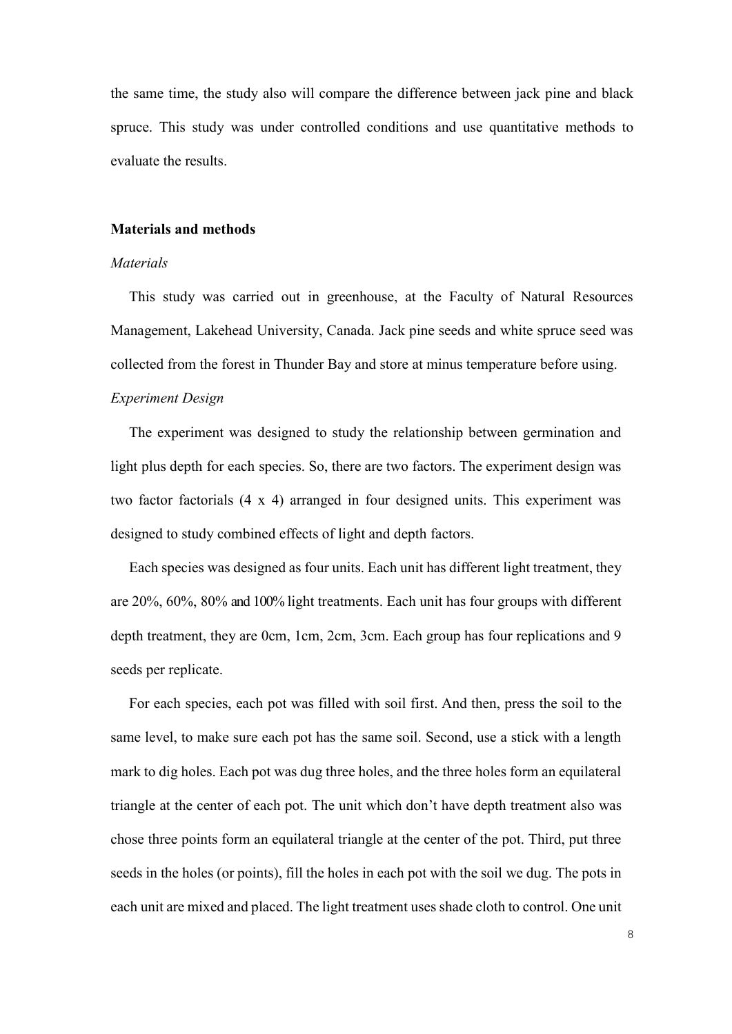the same time, the study also will compare the difference between jack pine and black spruce. This study was under controlled conditions and use quantitative methods to evaluate the results.

**Materials and methods**

*Materials*

This study was carried out in greenhouse, at the Faculty of Natural Resources Management, Lakehead University, Canada. Jack pine seeds and white spruce seed was collected from the forest in Thunder Bay and store at minus temperature before using.

*Experiment Design*

The experiment was designed to study the relationship between germination and light plus depth for each species. So, there are two factors. The experiment design was two factor factorials (4 x 4) arranged in four designed units. This experiment was designed to study combined effects of light and depth factors.

Each species was designed as four units. Each unit has different light treatment, they are 20%, 60%, 80% and 100% light treatments. Each unit has four groups with different depth treatment, they are 0cm, 1cm, 2cm, 3cm. Each group has four replications and 9 seeds per replicate.

For each species, each pot was filled with soil first. And then, press the soil to the same level, to make sure each pot has the same soil. Second, use a stick with a length mark to dig holes. Each pot was dug three holes, and the three holes form an equilateral triangle at the center of each pot. The unit which don't have depth treatment also was chose three points form an equilateral triangle at the center of the pot. Third, put three seeds in the holes (or points), fill the holes in each pot with the soil we dug. The pots in each unit are mixed and placed. The light treatment uses shade cloth to control. One unit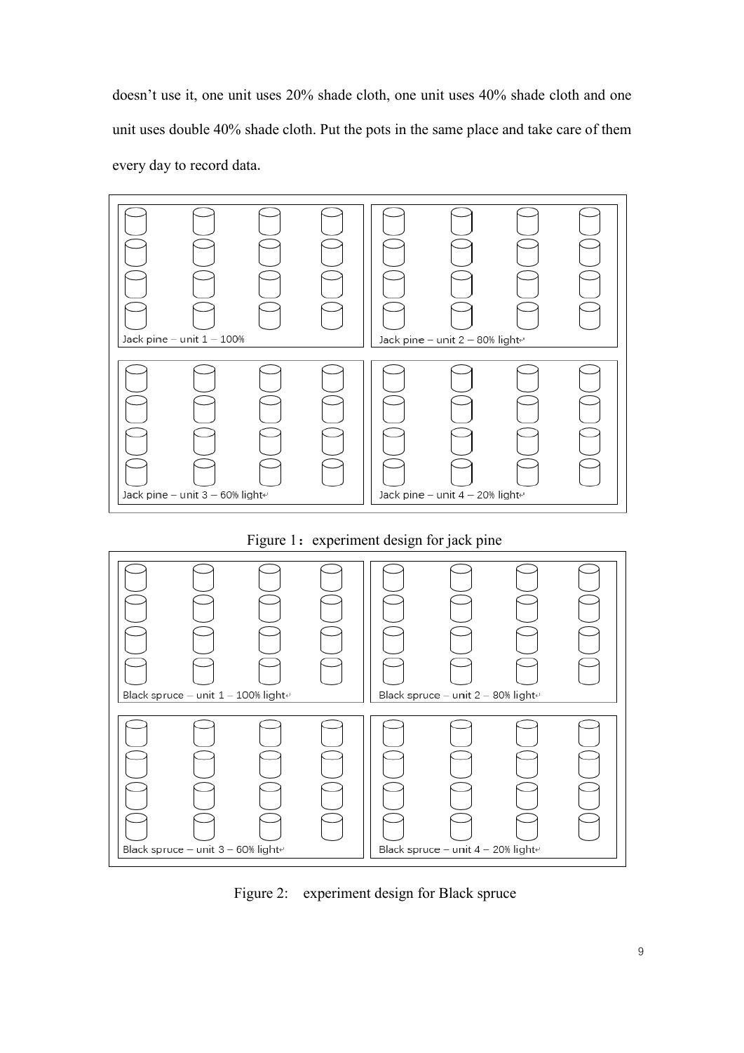doesn't use it, one unit uses 20% shade cloth, one unit uses 40% shade cloth and one unit uses double 40% shade cloth. Put the pots in the same place and take care of them every day to record data.

Jack pine – unit 1 – 100%

Jack pine – unit 2 – 80% light

Jack pine – unit 3 – 60% light

Jack pine – unit 4 – 20% light

Figure 1：experiment design for jack pine

Black spruce – unit 1 – 100% light

Black spruce – unit 2 – 80% light

Black spruce – unit 3 – 60% light

Black spruce – unit 4 – 20% light

Figure 2: experiment design for Black spruce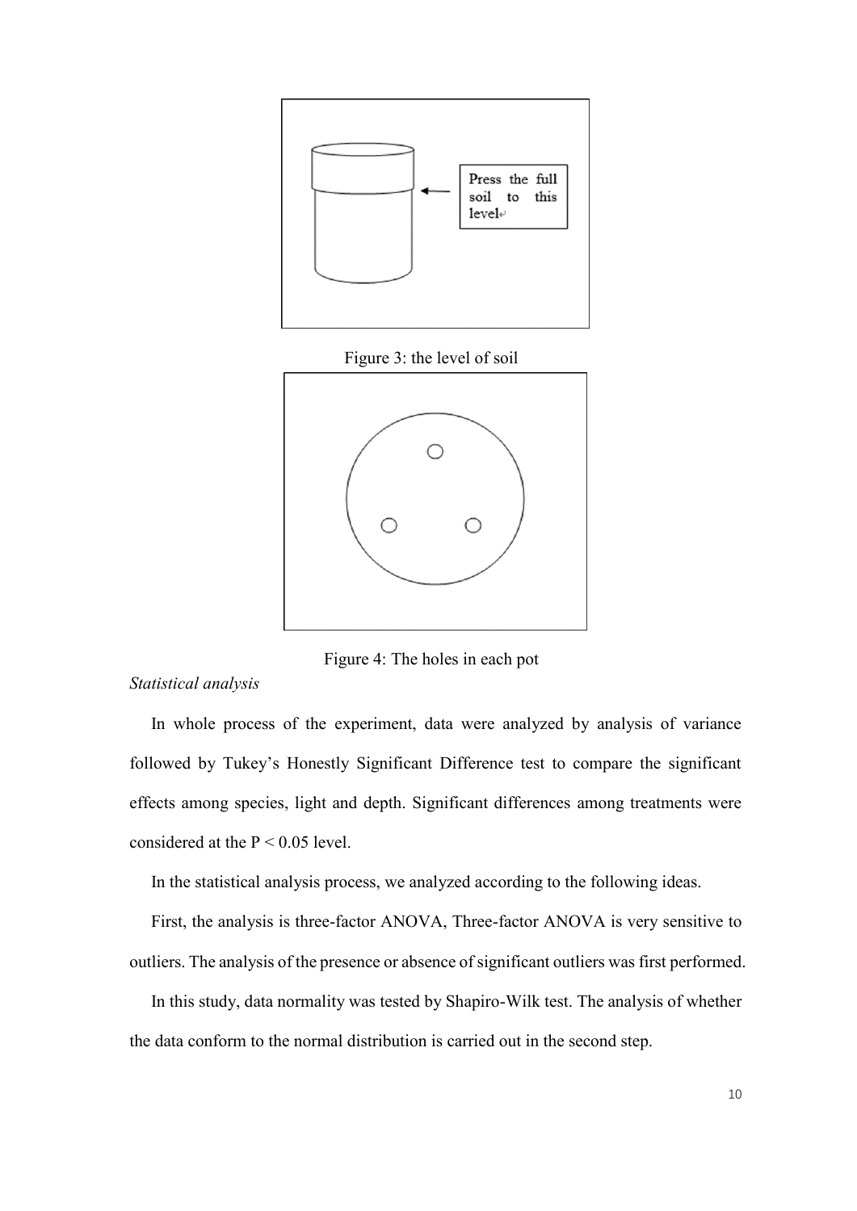Press the full soil to this level

Figure 3: the level of soil

Figure 4: The holes in each pot

*Statistical analysis*

In whole process of the experiment, data were analyzed by analysis of variance followed by Tukey's Honestly Significant Difference test to compare the significant effects among species, light and depth. Significant differences among treatments were considered at the $P < 0.05$ level.

In the statistical analysis process, we analyzed according to the following ideas.

First, the analysis is three-factor ANOVA, Three-factor ANOVA is very sensitive to outliers. The analysis of the presence or absence of significant outliers was first performed.

In this study, data normality was tested by Shapiro-Wilk test. The analysis of whether the data conform to the normal distribution is carried out in the second step.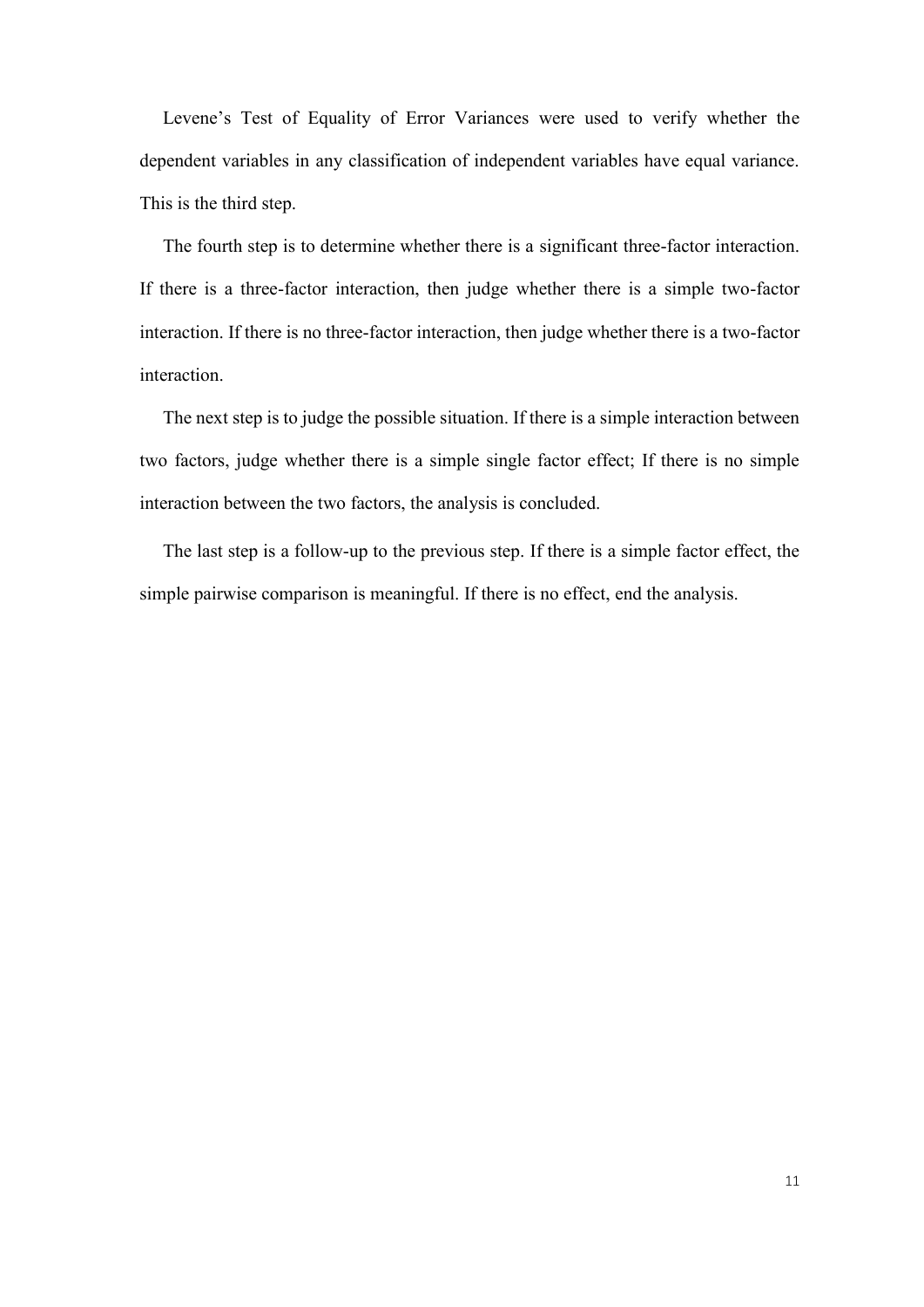Levene's Test of Equality of Error Variances were used to verify whether the dependent variables in any classification of independent variables have equal variance. This is the third step.

The fourth step is to determine whether there is a significant three-factor interaction. If there is a three-factor interaction, then judge whether there is a simple two-factor interaction. If there is no three-factor interaction, then judge whether there is a two-factor interaction.

The next step is to judge the possible situation. If there is a simple interaction between two factors, judge whether there is a simple single factor effect; If there is no simple interaction between the two factors, the analysis is concluded.

The last step is a follow-up to the previous step. If there is a simple factor effect, the simple pairwise comparison is meaningful. If there is no effect, end the analysis.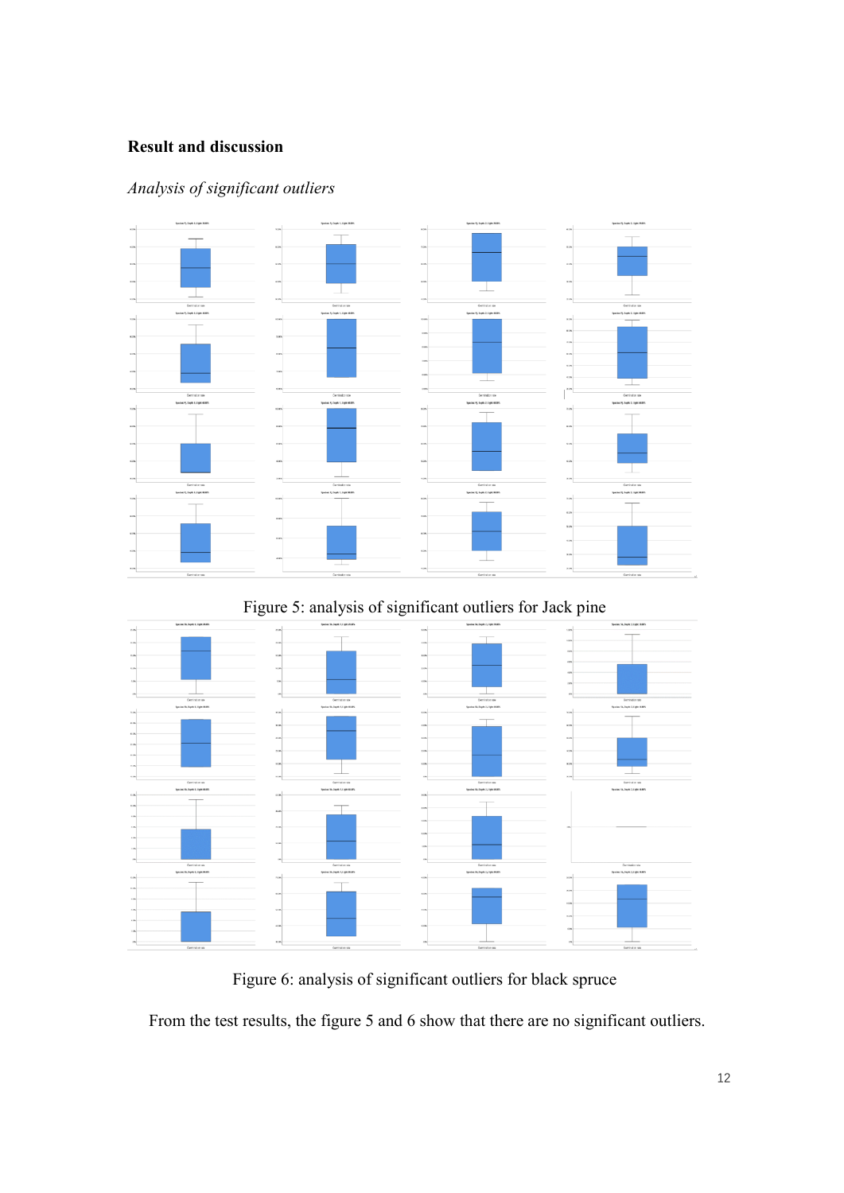## Result and discussion

### *Analysis of significant outliers*

Figure 5: analysis of significant outliers for Jack pine

Figure 6: analysis of significant outliers for black spruce

From the test results, the figure 5 and 6 show that there are no significant outliers.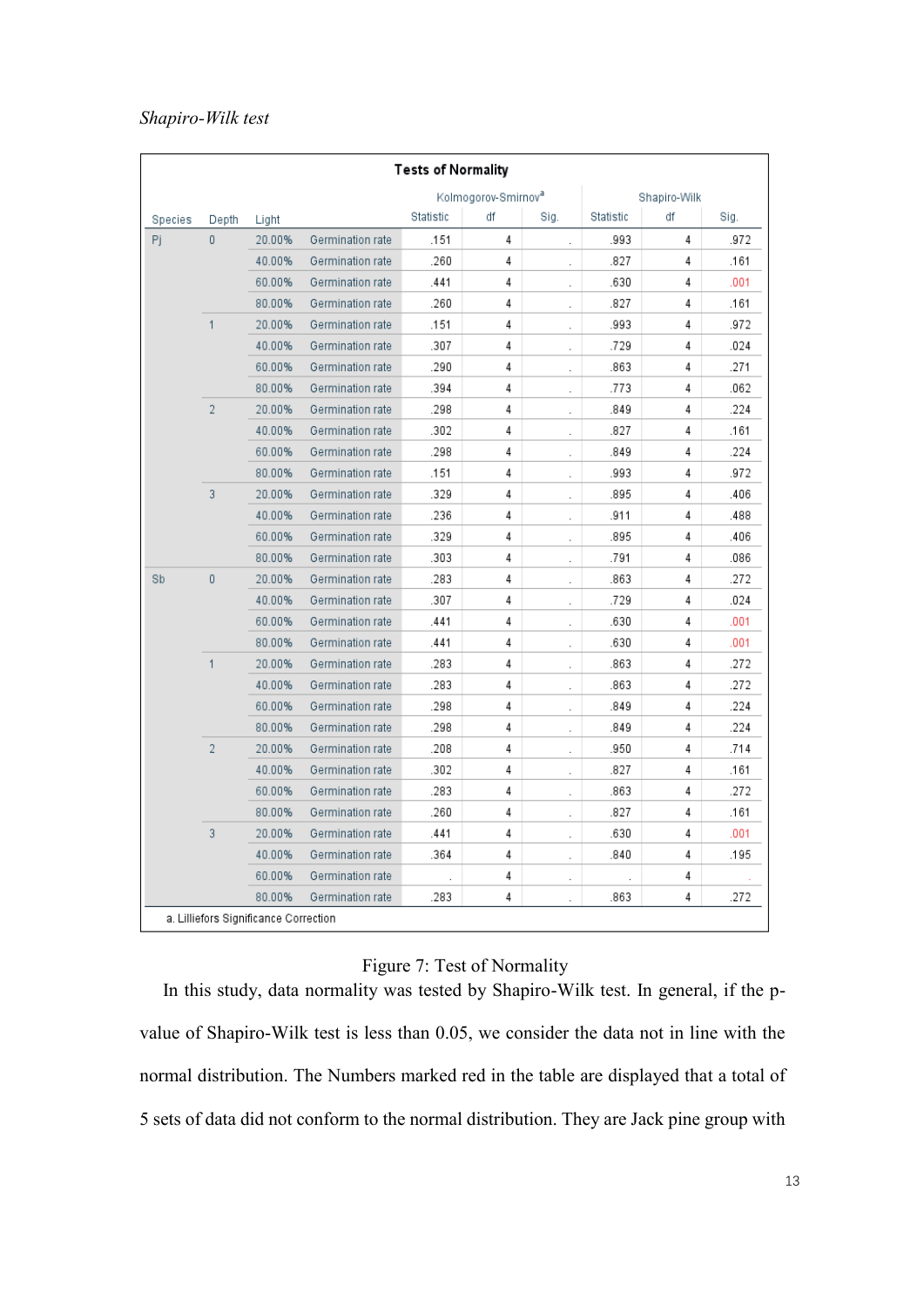*Shapiro-Wilk test*

**Tests of Normality**

| Species | Depth | Light | | Kolmogorov-Smirnov[a] | | | Shapiro-Wilk | | |
|---|---|---|---|---|---|---|---|---|---|
| | | | | Statistic | df | Sig. | Statistic | df | Sig. |
| Pj | 0 | 20.00% | Germination rate | .151 | 4 | . | .993 | 4 | .972 |
| | | 40.00% | Germination rate | .260 | 4 | . | .827 | 4 | .161 |
| | | 60.00% | Germination rate | .441 | 4 | . | .630 | 4 | .001 |
| | | 80.00% | Germination rate | .260 | 4 | . | .827 | 4 | .161 |
| | 1 | 20.00% | Germination rate | .151 | 4 | . | .993 | 4 | .972 |
| | | 40.00% | Germination rate | .307 | 4 | . | .729 | 4 | .024 |
| | | 60.00% | Germination rate | .290 | 4 | . | .863 | 4 | .271 |
| | | 80.00% | Germination rate | .394 | 4 | . | .773 | 4 | .062 |
| | 2 | 20.00% | Germination rate | .298 | 4 | . | .849 | 4 | .224 |
| | | 40.00% | Germination rate | .302 | 4 | . | .827 | 4 | .161 |
| | | 60.00% | Germination rate | .298 | 4 | . | .849 | 4 | .224 |
| | | 80.00% | Germination rate | .151 | 4 | . | .993 | 4 | .972 |
| | 3 | 20.00% | Germination rate | .329 | 4 | . | .895 | 4 | .406 |
| | | 40.00% | Germination rate | .236 | 4 | . | .911 | 4 | .488 |
| | | 60.00% | Germination rate | .329 | 4 | . | .895 | 4 | .406 |
| | | 80.00% | Germination rate | .303 | 4 | . | .791 | 4 | .086 |
| Sb | 0 | 20.00% | Germination rate | .283 | 4 | . | .863 | 4 | .272 |
| | | 40.00% | Germination rate | .307 | 4 | . | .729 | 4 | .024 |
| | | 60.00% | Germination rate | .441 | 4 | . | .630 | 4 | .001 |
| | | 80.00% | Germination rate | .441 | 4 | . | .630 | 4 | .001 |
| | 1 | 20.00% | Germination rate | .283 | 4 | . | .863 | 4 | .272 |
| | | 40.00% | Germination rate | .283 | 4 | . | .863 | 4 | .272 |
| | | 60.00% | Germination rate | .298 | 4 | . | .849 | 4 | .224 |
| | | 80.00% | Germination rate | .298 | 4 | . | .849 | 4 | .224 |
| | 2 | 20.00% | Germination rate | .208 | 4 | . | .950 | 4 | .714 |
| | | 40.00% | Germination rate | .302 | 4 | . | .827 | 4 | .161 |
| | | 60.00% | Germination rate | .283 | 4 | . | .863 | 4 | .272 |
| | | 80.00% | Germination rate | .260 | 4 | . | .827 | 4 | .161 |
| | 3 | 20.00% | Germination rate | .441 | 4 | . | .630 | 4 | .001 |
| | | 40.00% | Germination rate | .364 | 4 | . | .840 | 4 | .195 |
| | | 60.00% | Germination rate | . | 4 | . | . | 4 | . |
| | | 80.00% | Germination rate | .283 | 4 | . | .863 | 4 | .272 |

a. Lilliefors Significance Correction

Figure 7: Test of Normality

In this study, data normality was tested by Shapiro-Wilk test. In general, if the p-value of Shapiro-Wilk test is less than 0.05, we consider the data not in line with the normal distribution. The Numbers marked red in the table are displayed that a total of 5 sets of data did not conform to the normal distribution. They are Jack pine group with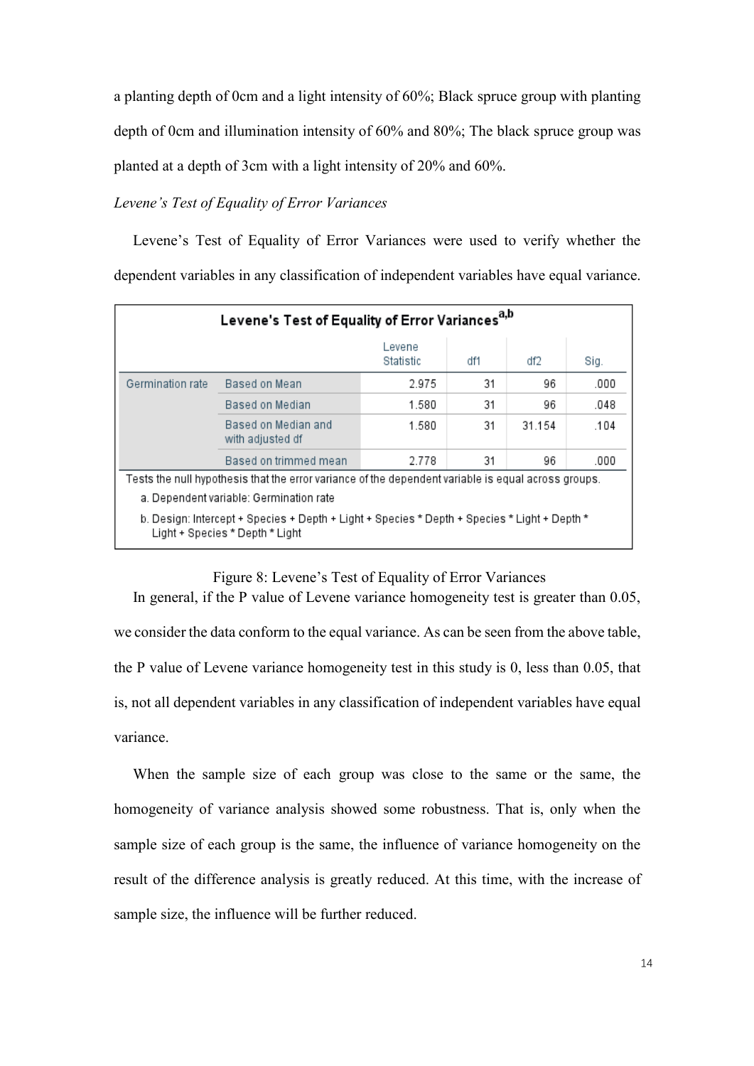a planting depth of 0cm and a light intensity of 60%; Black spruce group with planting depth of 0cm and illumination intensity of 60% and 80%; The black spruce group was planted at a depth of 3cm with a light intensity of 20% and 60%.

*Levene's Test of Equality of Error Variances*

Levene's Test of Equality of Error Variances were used to verify whether the dependent variables in any classification of independent variables have equal variance.

**Levene's Test of Equality of Error Variances[a,b]**

| | | Levene Statistic | df1 | df2 | Sig. |
|---|---|---|---|---|---|
| Germination rate | Based on Mean | 2.975 | 31 | 96 | .000 |
| | Based on Median | 1.580 | 31 | 96 | .048 |
| | Based on Median and with adjusted df | 1.580 | 31 | 31.154 | .104 |
| | Based on trimmed mean | 2.778 | 31 | 96 | .000 |

Tests the null hypothesis that the error variance of the dependent variable is equal across groups.

a. Dependent variable: Germination rate

b. Design: Intercept + Species + Depth + Light + Species * Depth + Species * Light + Depth * Light + Species * Depth * Light

Figure 8: Levene's Test of Equality of Error Variances

In general, if the P value of Levene variance homogeneity test is greater than 0.05, we consider the data conform to the equal variance. As can be seen from the above table, the P value of Levene variance homogeneity test in this study is 0, less than 0.05, that is, not all dependent variables in any classification of independent variables have equal variance.

When the sample size of each group was close to the same or the same, the homogeneity of variance analysis showed some robustness. That is, only when the sample size of each group is the same, the influence of variance homogeneity on the result of the difference analysis is greatly reduced. At this time, with the increase of sample size, the influence will be further reduced.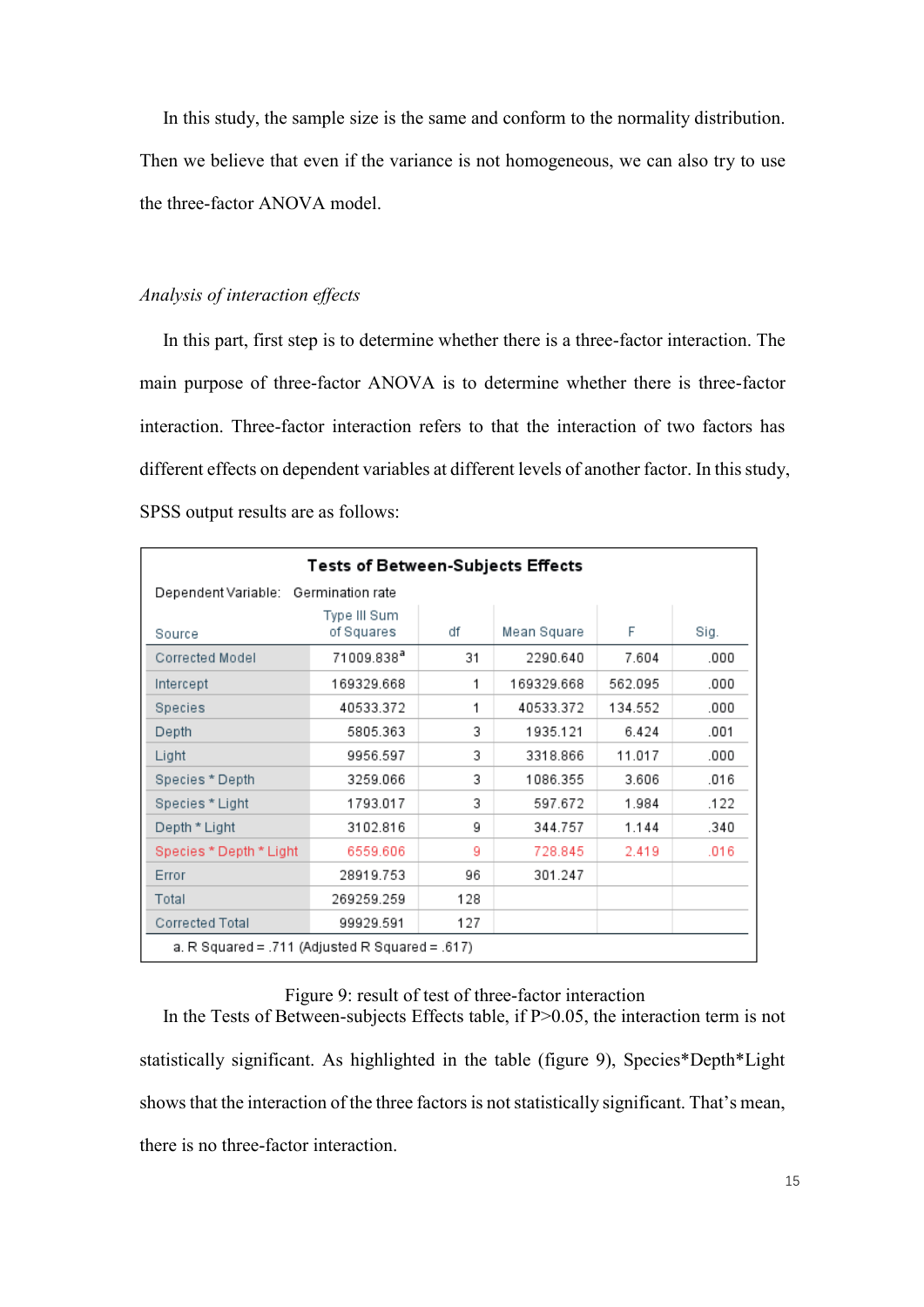In this study, the sample size is the same and conform to the normality distribution. Then we believe that even if the variance is not homogeneous, we can also try to use the three-factor ANOVA model.

*Analysis of interaction effects*

In this part, first step is to determine whether there is a three-factor interaction. The main purpose of three-factor ANOVA is to determine whether there is three-factor interaction. Three-factor interaction refers to that the interaction of two factors has different effects on dependent variables at different levels of another factor. In this study, SPSS output results are as follows:

**Tests of Between-Subjects Effects**

Dependent Variable: Germination rate

| Source | Type III Sum of Squares | df | Mean Square | F | Sig. |
|---|---|---|---|---|---|
| Corrected Model | 71009.838[a] | 31 | 2290.640 | 7.604 | .000 |
| Intercept | 169329.668 | 1 | 169329.668 | 562.095 | .000 |
| Species | 40533.372 | 1 | 40533.372 | 134.552 | .000 |
| Depth | 5805.363 | 3 | 1935.121 | 6.424 | .001 |
| Light | 9956.597 | 3 | 3318.866 | 11.017 | .000 |
| Species * Depth | 3259.066 | 3 | 1086.355 | 3.606 | .016 |
| Species * Light | 1793.017 | 3 | 597.672 | 1.984 | .122 |
| Depth * Light | 3102.816 | 9 | 344.757 | 1.144 | .340 |
| Species * Depth * Light | 6559.606 | 9 | 728.845 | 2.419 | .016 |
| Error | 28919.753 | 96 | 301.247 | | |
| Total | 269259.259 | 128 | | | |
| Corrected Total | 99929.591 | 127 | | | |

a. R Squared = .711 (Adjusted R Squared = .617)

Figure 9: result of test of three-factor interaction

In the Tests of Between-subjects Effects table, if P>0.05, the interaction term is not statistically significant. As highlighted in the table (figure 9), Species*Depth*Light shows that the interaction of the three factors is not statistically significant. That's mean, there is no three-factor interaction.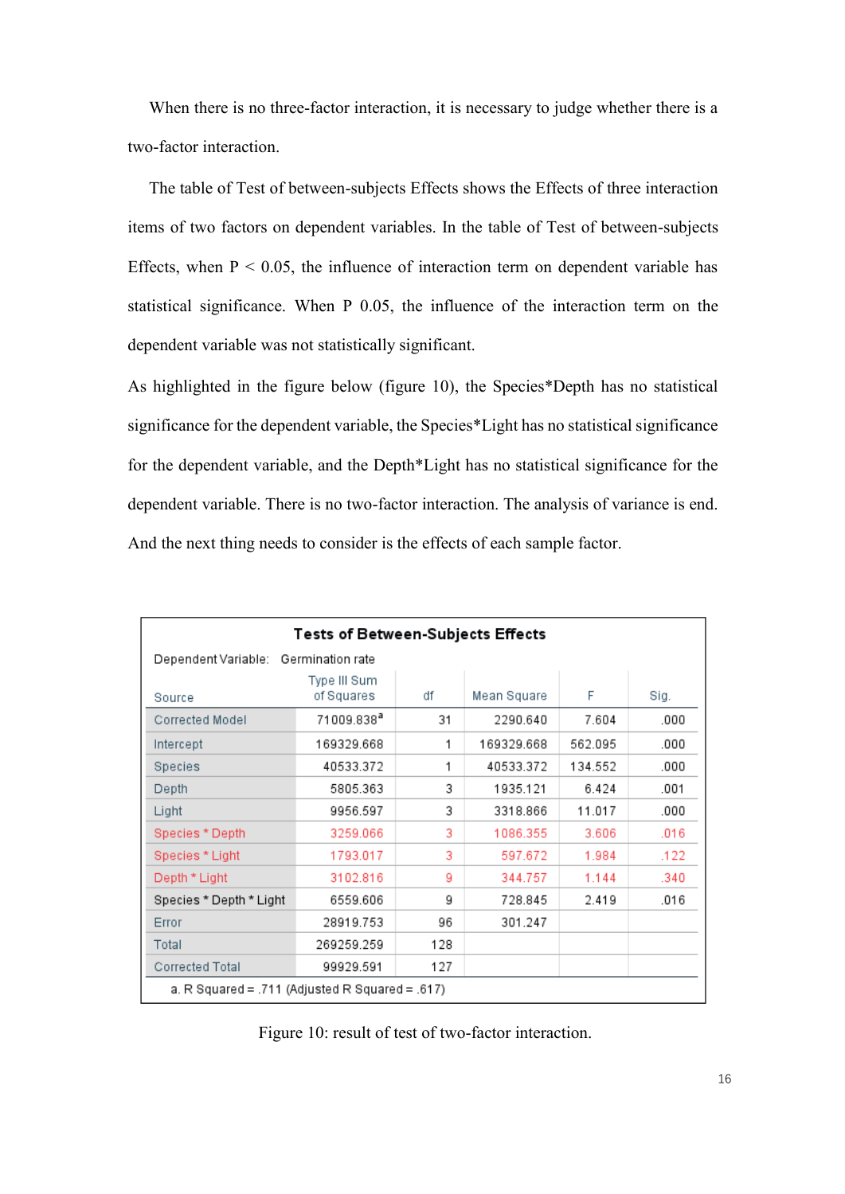When there is no three-factor interaction, it is necessary to judge whether there is a two-factor interaction.

The table of Test of between-subjects Effects shows the Effects of three interaction items of two factors on dependent variables. In the table of Test of between-subjects Effects, when P < 0.05, the influence of interaction term on dependent variable has statistical significance. When P 0.05, the influence of the interaction term on the dependent variable was not statistically significant.

As highlighted in the figure below (figure 10), the Species*Depth has no statistical significance for the dependent variable, the Species*Light has no statistical significance for the dependent variable, and the Depth*Light has no statistical significance for the dependent variable. There is no two-factor interaction. The analysis of variance is end. And the next thing needs to consider is the effects of each sample factor.

**Tests of Between-Subjects Effects**

Dependent Variable: Germination rate

| Source | Type III Sum of Squares | df | Mean Square | F | Sig. |
|---|---|---|---|---|---|
| Corrected Model | 71009.838[a] | 31 | 2290.640 | 7.604 | .000 |
| Intercept | 169329.668 | 1 | 169329.668 | 562.095 | .000 |
| Species | 40533.372 | 1 | 40533.372 | 134.552 | .000 |
| Depth | 5805.363 | 3 | 1935.121 | 6.424 | .001 |
| Light | 9956.597 | 3 | 3318.866 | 11.017 | .000 |
| Species * Depth | 3259.066 | 3 | 1086.355 | 3.606 | .016 |
| Species * Light | 1793.017 | 3 | 597.672 | 1.984 | .122 |
| Depth * Light | 3102.816 | 9 | 344.757 | 1.144 | .340 |
| Species * Depth * Light | 6559.606 | 9 | 728.845 | 2.419 | .016 |
| Error | 28919.753 | 96 | 301.247 | | |
| Total | 269259.259 | 128 | | | |
| Corrected Total | 99929.591 | 127 | | | |

a. R Squared = .711 (Adjusted R Squared = .617)

Figure 10: result of test of two-factor interaction.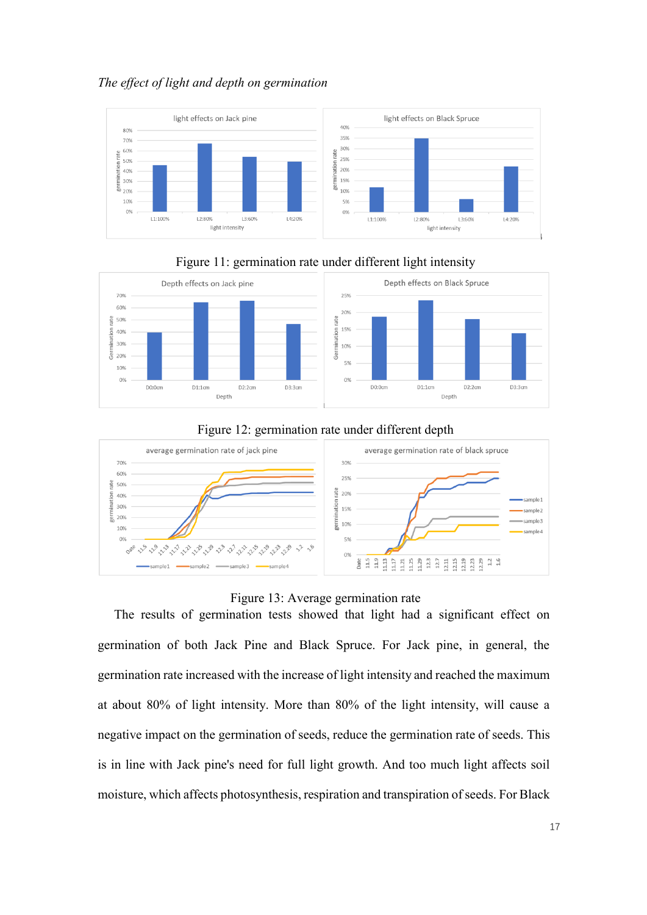*The effect of light and depth on germination*

Figure 11: germination rate under different light intensity

Figure 12: germination rate under different depth

Figure 13: Average germination rate

The results of germination tests showed that light had a significant effect on germination of both Jack Pine and Black Spruce. For Jack pine, in general, the germination rate increased with the increase of light intensity and reached the maximum at about 80% of light intensity. More than 80% of the light intensity, will cause a negative impact on the germination of seeds, reduce the germination rate of seeds. This is in line with Jack pine's need for full light growth. And too much light affects soil moisture, which affects photosynthesis, respiration and transpiration of seeds. For Black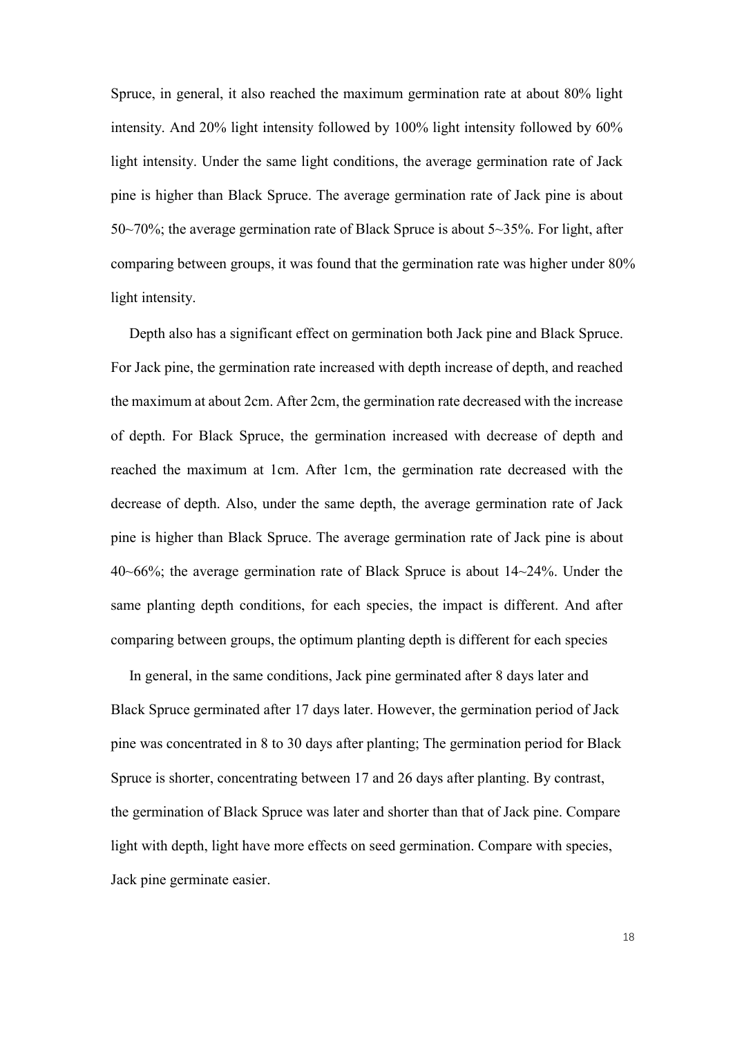Spruce, in general, it also reached the maximum germination rate at about 80% light intensity. And 20% light intensity followed by 100% light intensity followed by 60% light intensity. Under the same light conditions, the average germination rate of Jack pine is higher than Black Spruce. The average germination rate of Jack pine is about 50~70%; the average germination rate of Black Spruce is about 5~35%. For light, after comparing between groups, it was found that the germination rate was higher under 80% light intensity.

Depth also has a significant effect on germination both Jack pine and Black Spruce. For Jack pine, the germination rate increased with depth increase of depth, and reached the maximum at about 2cm. After 2cm, the germination rate decreased with the increase of depth. For Black Spruce, the germination increased with decrease of depth and reached the maximum at 1cm. After 1cm, the germination rate decreased with the decrease of depth. Also, under the same depth, the average germination rate of Jack pine is higher than Black Spruce. The average germination rate of Jack pine is about 40~66%; the average germination rate of Black Spruce is about 14~24%. Under the same planting depth conditions, for each species, the impact is different. And after comparing between groups, the optimum planting depth is different for each species

In general, in the same conditions, Jack pine germinated after 8 days later and Black Spruce germinated after 17 days later. However, the germination period of Jack pine was concentrated in 8 to 30 days after planting; The germination period for Black Spruce is shorter, concentrating between 17 and 26 days after planting. By contrast, the germination of Black Spruce was later and shorter than that of Jack pine. Compare light with depth, light have more effects on seed germination. Compare with species, Jack pine germinate easier.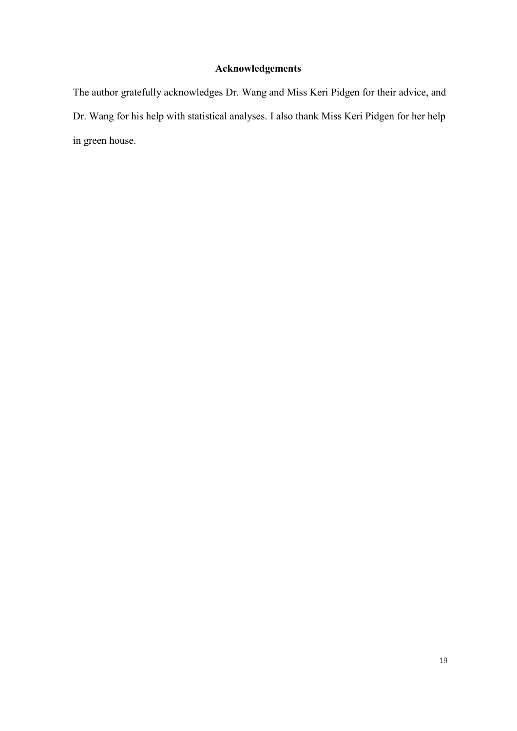## Acknowledgements

The author gratefully acknowledges Dr. Wang and Miss Keri Pidgen for their advice, and Dr. Wang for his help with statistical analyses. I also thank Miss Keri Pidgen for her help in green house.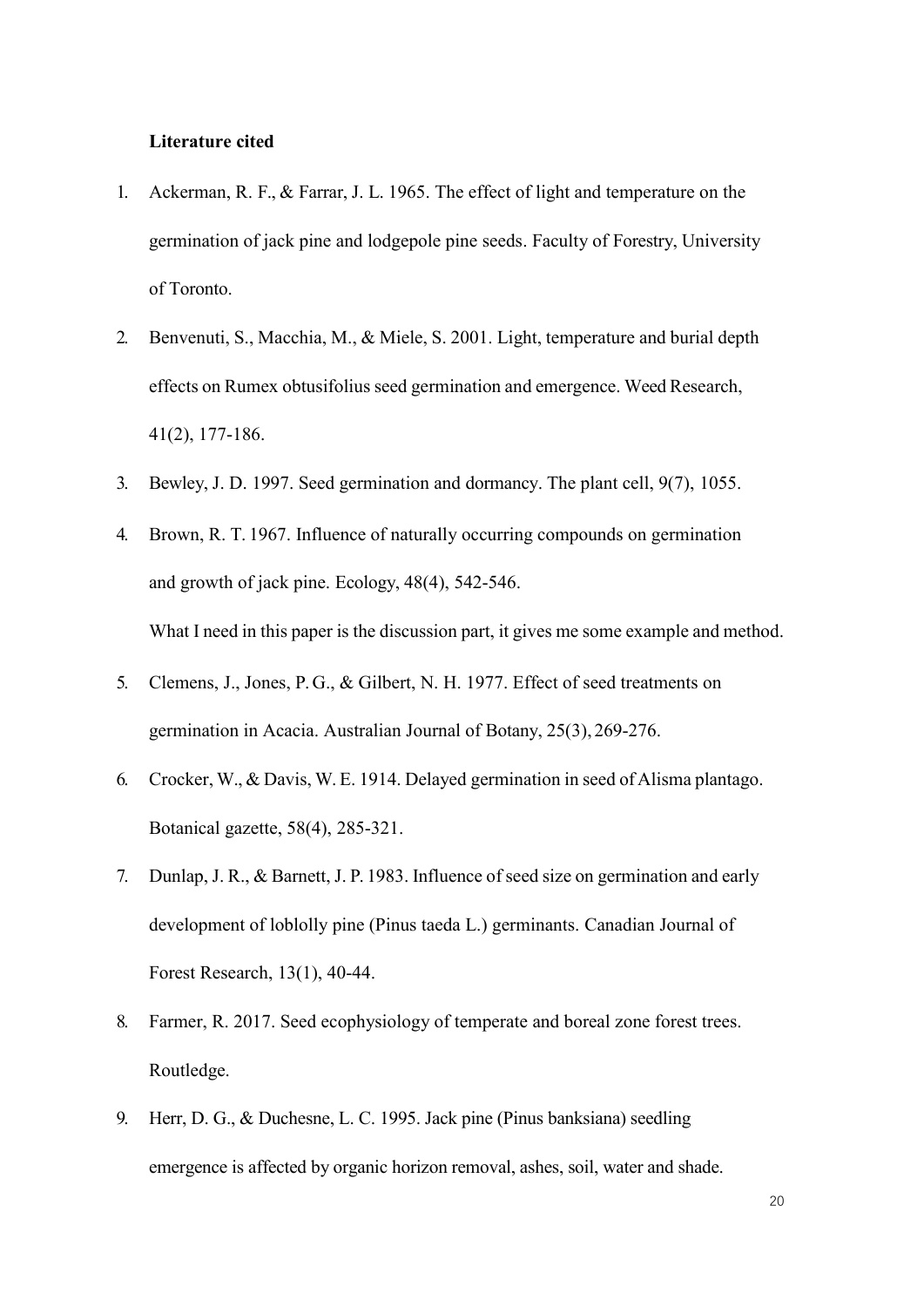**Literature cited**

1. Ackerman, R. F., & Farrar, J. L. 1965. The effect of light and temperature on the germination of jack pine and lodgepole pine seeds. Faculty of Forestry, University of Toronto.
2. Benvenuti, S., Macchia, M., & Miele, S. 2001. Light, temperature and burial depth effects on Rumex obtusifolius seed germination and emergence. Weed Research, 41(2), 177-186.
3. Bewley, J. D. 1997. Seed germination and dormancy. The plant cell, 9(7), 1055.
4. Brown, R. T. 1967. Influence of naturally occurring compounds on germination and growth of jack pine. Ecology, 48(4), 542-546.

   What I need in this paper is the discussion part, it gives me some example and method.
5. Clemens, J., Jones, P. G., & Gilbert, N. H. 1977. Effect of seed treatments on germination in Acacia. Australian Journal of Botany, 25(3), 269-276.
6. Crocker, W., & Davis, W. E. 1914. Delayed germination in seed of Alisma plantago. Botanical gazette, 58(4), 285-321.
7. Dunlap, J. R., & Barnett, J. P. 1983. Influence of seed size on germination and early development of loblolly pine (Pinus taeda L.) germinants. Canadian Journal of Forest Research, 13(1), 40-44.
8. Farmer, R. 2017. Seed ecophysiology of temperate and boreal zone forest trees. Routledge.
9. Herr, D. G., & Duchesne, L. C. 1995. Jack pine (Pinus banksiana) seedling emergence is affected by organic horizon removal, ashes, soil, water and shade.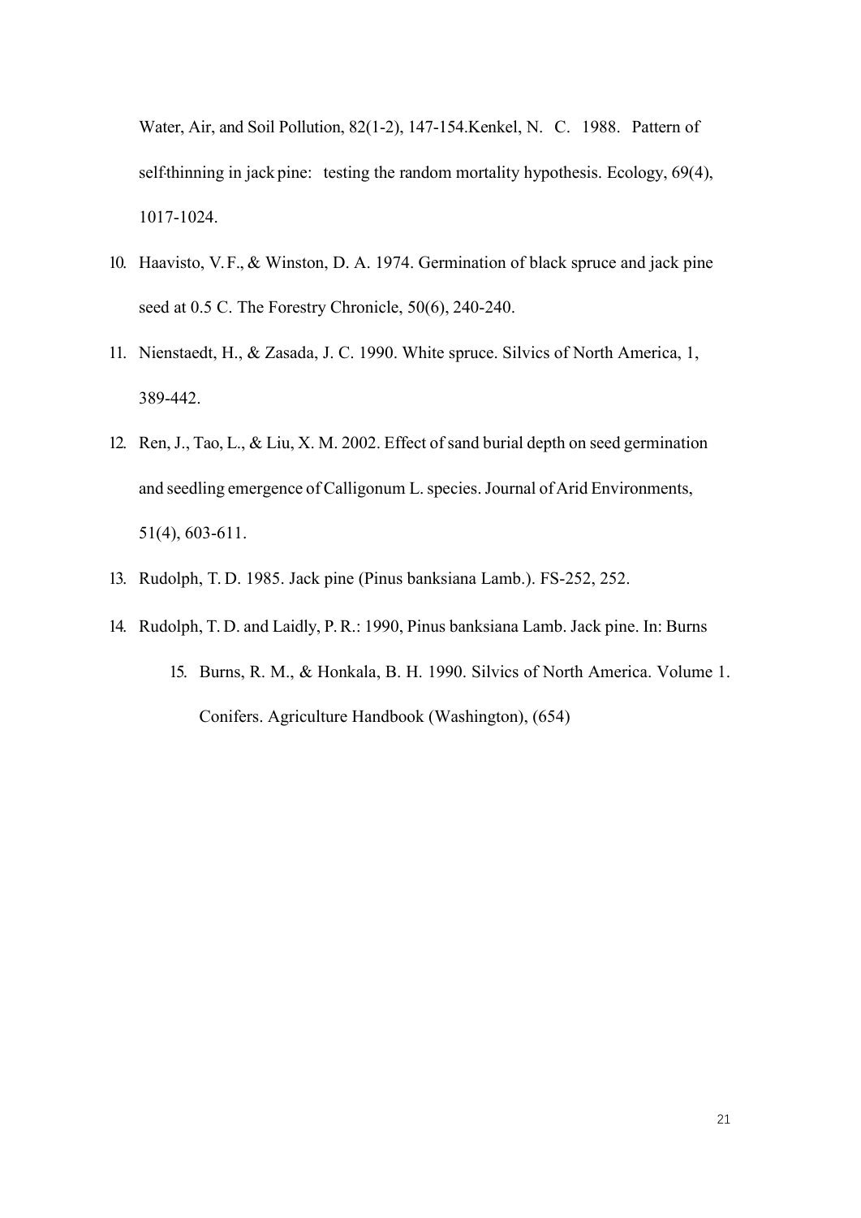Water, Air, and Soil Pollution, 82(1-2), 147-154.Kenkel, N. C. 1988. Pattern of self-thinning in jack pine: testing the random mortality hypothesis. Ecology, 69(4), 1017-1024.

10. Haavisto, V. F., & Winston, D. A. 1974. Germination of black spruce and jack pine seed at 0.5 C. The Forestry Chronicle, 50(6), 240-240.
11. Nienstaedt, H., & Zasada, J. C. 1990. White spruce. Silvics of North America, 1, 389-442.
12. Ren, J., Tao, L., & Liu, X. M. 2002. Effect of sand burial depth on seed germination and seedling emergence of Calligonum L. species. Journal of Arid Environments, 51(4), 603-611.
13. Rudolph, T. D. 1985. Jack pine (Pinus banksiana Lamb.). FS-252, 252.
14. Rudolph, T. D. and Laidly, P. R.: 1990, Pinus banksiana Lamb. Jack pine. In: Burns
    15. Burns, R. M., & Honkala, B. H. 1990. Silvics of North America. Volume 1. Conifers. Agriculture Handbook (Washington), (654)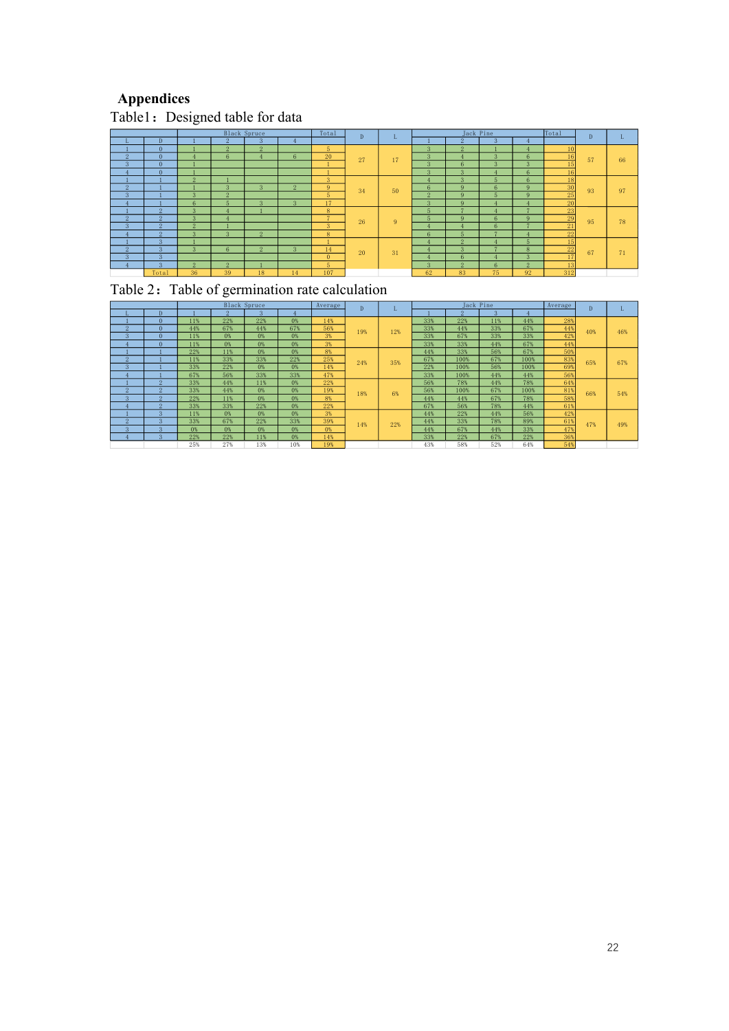## Appendices

Table1：Designed table for data

| L | D | Black Spruce 1 | 2 | 3 | 4 | Total | D | L | Jack Pine 1 | 2 | 3 | 4 | Total | D | L |
|---|---|---|---|---|---|---|---|---|---|---|---|---|---|---|---|
| 1 | 0 | 1 | 2 | 2 | | 5 | 27 | 17 | 3 | 2 | 1 | 4 | 10 | 57 | 66 |
| 2 | 0 | 4 | 6 | 4 | 6 | 20 | | | 3 | 4 | 3 | 6 | 16 | | |
| 3 | 0 | 1 | | | | 1 | | | 3 | 6 | 3 | 3 | 15 | | |
| 4 | 0 | 1 | | | | 1 | | | 3 | 3 | 4 | 6 | 16 | | |
| 1 | 1 | 2 | 1 | | | 3 | 34 | 50 | 4 | 3 | 5 | 6 | 18 | 93 | 97 |
| 2 | 1 | 1 | 3 | 3 | 2 | 9 | | | 6 | 9 | 6 | 9 | 30 | | |
| 3 | 1 | 3 | 2 | | | 5 | | | 2 | 9 | 5 | 9 | 25 | | |
| 4 | 1 | 6 | 5 | 3 | 3 | 17 | | | 3 | 9 | 4 | 4 | 20 | | |
| 1 | 2 | 3 | 4 | 1 | | 8 | 26 | 9 | 5 | 7 | 4 | 7 | 23 | 95 | 78 |
| 2 | 2 | 3 | 4 | | | 7 | | | 5 | 9 | 6 | 9 | 29 | | |
| 3 | 2 | 2 | 1 | | | 3 | | | 4 | 4 | 6 | 7 | 21 | | |
| 4 | 2 | 3 | 3 | 2 | | 8 | | | 6 | 5 | 7 | 4 | 22 | | |
| 1 | 3 | 1 | | | | 1 | 20 | 31 | 4 | 2 | 4 | 5 | 15 | 67 | 71 |
| 2 | 3 | 3 | 6 | 2 | 3 | 14 | | | 4 | 3 | 7 | 8 | 22 | | |
| 3 | 3 | | | | | 0 | | | 4 | 6 | 4 | 3 | 17 | | |
| 4 | 3 | 2 | 2 | 1 | | 5 | | | 3 | 2 | 6 | 2 | 13 | | |
| | Total | 36 | 39 | 18 | 14 | 107 | | | 62 | 83 | 75 | 92 | 312 | | |

Table 2：Table of germination rate calculation

| L | D | Black Spruce 1 | 2 | 3 | 4 | Average | D | L | Jack Pine 1 | 2 | 3 | 4 | Average | D | L |
|---|---|---|---|---|---|---|---|---|---|---|---|---|---|---|---|
| 1 | 0 | 11% | 22% | 22% | 0% | 14% | 19% | 12% | 33% | 22% | 11% | 44% | 28% | 40% | 46% |
| 2 | 0 | 44% | 67% | 44% | 67% | 56% | | | 33% | 44% | 33% | 67% | 44% | | |
| 3 | 0 | 11% | 0% | 0% | 0% | 3% | | | 33% | 67% | 33% | 33% | 42% | | |
| 4 | 0 | 11% | 0% | 0% | 0% | 3% | | | 33% | 33% | 44% | 67% | 44% | | |
| 1 | 1 | 22% | 11% | 0% | 0% | 8% | 24% | 35% | 44% | 33% | 56% | 67% | 50% | 65% | 67% |
| 2 | 1 | 11% | 33% | 33% | 22% | 25% | | | 67% | 100% | 67% | 100% | 83% | | |
| 3 | 1 | 33% | 22% | 0% | 0% | 14% | | | 22% | 100% | 56% | 100% | 69% | | |
| 4 | 1 | 67% | 56% | 33% | 33% | 47% | | | 33% | 100% | 44% | 44% | 56% | | |
| 1 | 2 | 33% | 44% | 11% | 0% | 22% | 18% | 6% | 56% | 78% | 44% | 78% | 64% | 66% | 54% |
| 2 | 2 | 33% | 44% | 0% | 0% | 19% | | | 56% | 100% | 67% | 100% | 81% | | |
| 3 | 2 | 22% | 11% | 0% | 0% | 8% | | | 44% | 44% | 67% | 78% | 58% | | |
| 4 | 2 | 33% | 33% | 22% | 0% | 22% | | | 67% | 56% | 78% | 44% | 61% | | |
| 1 | 3 | 11% | 0% | 0% | 0% | 3% | 14% | 22% | 44% | 22% | 44% | 56% | 42% | 47% | 49% |
| 2 | 3 | 33% | 67% | 22% | 33% | 39% | | | 44% | 33% | 78% | 89% | 61% | | |
| 3 | 3 | 0% | 0% | 0% | 0% | 0% | | | 44% | 67% | 44% | 33% | 47% | | |
| 4 | 3 | 22% | 22% | 11% | 0% | 14% | | | 33% | 22% | 67% | 22% | 36% | | |
| | | 25% | 27% | 13% | 10% | 19% | | | 43% | 58% | 52% | 64% | 54% | | |